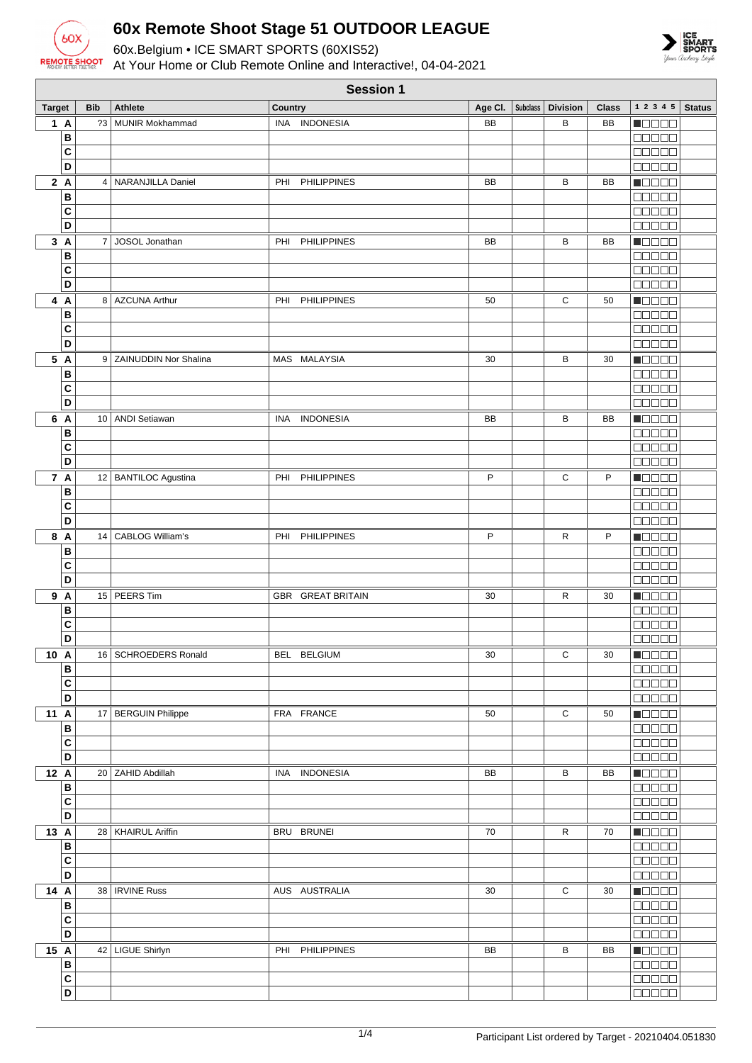# 60x Remote Shoot Stage 51 OUTDOOR LEAGUE

60x.Belgium • ICE SMART SPORTS (60XIS52)

At Your Home or Club Remote Online and Interactive!, 04-04-2021

## Session 1

| Target | | Bib | Athlete | Country | Age Cl. | Subclass | Division | Class | 1 2 3 4 5 | Status |
|---|---|---|---|---|---|---|---|---|---|---|
| 1 | A | ?3 | MUNIR Mokhammad | INA INDONESIA | BB | | B | BB | ■□□□□ | |
| | B | | | | | | | | □□□□□ | |
| | C | | | | | | | | □□□□□ | |
| | D | | | | | | | | □□□□□ | |
| 2 | A | 4 | NARANJILLA Daniel | PHI PHILIPPINES | BB | | B | BB | ■□□□□ | |
| | B | | | | | | | | □□□□□ | |
| | C | | | | | | | | □□□□□ | |
| | D | | | | | | | | □□□□□ | |
| 3 | A | 7 | JOSOL Jonathan | PHI PHILIPPINES | BB | | B | BB | ■□□□□ | |
| | B | | | | | | | | □□□□□ | |
| | C | | | | | | | | □□□□□ | |
| | D | | | | | | | | □□□□□ | |
| 4 | A | 8 | AZCUNA Arthur | PHI PHILIPPINES | 50 | | C | 50 | ■□□□□ | |
| | B | | | | | | | | □□□□□ | |
| | C | | | | | | | | □□□□□ | |
| | D | | | | | | | | □□□□□ | |
| 5 | A | 9 | ZAINUDDIN Nor Shalina | MAS MALAYSIA | 30 | | B | 30 | ■□□□□ | |
| | B | | | | | | | | □□□□□ | |
| | C | | | | | | | | □□□□□ | |
| | D | | | | | | | | □□□□□ | |
| 6 | A | 10 | ANDI Setiawan | INA INDONESIA | BB | | B | BB | ■□□□□ | |
| | B | | | | | | | | □□□□□ | |
| | C | | | | | | | | □□□□□ | |
| | D | | | | | | | | □□□□□ | |
| 7 | A | 12 | BANTILOC Agustina | PHI PHILIPPINES | P | | C | P | ■□□□□ | |
| | B | | | | | | | | □□□□□ | |
| | C | | | | | | | | □□□□□ | |
| | D | | | | | | | | □□□□□ | |
| 8 | A | 14 | CABLOG William's | PHI PHILIPPINES | P | | R | P | ■□□□□ | |
| | B | | | | | | | | □□□□□ | |
| | C | | | | | | | | □□□□□ | |
| | D | | | | | | | | □□□□□ | |
| 9 | A | 15 | PEERS Tim | GBR GREAT BRITAIN | 30 | | R | 30 | ■□□□□ | |
| | B | | | | | | | | □□□□□ | |
| | C | | | | | | | | □□□□□ | |
| | D | | | | | | | | □□□□□ | |
| 10 | A | 16 | SCHROEDERS Ronald | BEL BELGIUM | 30 | | C | 30 | ■□□□□ | |
| | B | | | | | | | | □□□□□ | |
| | C | | | | | | | | □□□□□ | |
| | D | | | | | | | | □□□□□ | |
| 11 | A | 17 | BERGUIN Philippe | FRA FRANCE | 50 | | C | 50 | ■□□□□ | |
| | B | | | | | | | | □□□□□ | |
| | C | | | | | | | | □□□□□ | |
| | D | | | | | | | | □□□□□ | |
| 12 | A | 20 | ZAHID Abdillah | INA INDONESIA | BB | | B | BB | ■□□□□ | |
| | B | | | | | | | | □□□□□ | |
| | C | | | | | | | | □□□□□ | |
| | D | | | | | | | | □□□□□ | |
| 13 | A | 28 | KHAIRUL Ariffin | BRU BRUNEI | 70 | | R | 70 | ■□□□□ | |
| | B | | | | | | | | □□□□□ | |
| | C | | | | | | | | □□□□□ | |
| | D | | | | | | | | □□□□□ | |
| 14 | A | 38 | IRVINE Russ | AUS AUSTRALIA | 30 | | C | 30 | ■□□□□ | |
| | B | | | | | | | | □□□□□ | |
| | C | | | | | | | | □□□□□ | |
| | D | | | | | | | | □□□□□ | |
| 15 | A | 42 | LIGUE Shirlyn | PHI PHILIPPINES | BB | | B | BB | ■□□□□ | |
| | B | | | | | | | | □□□□□ | |
| | C | | | | | | | | □□□□□ | |
| | D | | | | | | | | □□□□□ | |

Participant List ordered by Target - 20210404.051830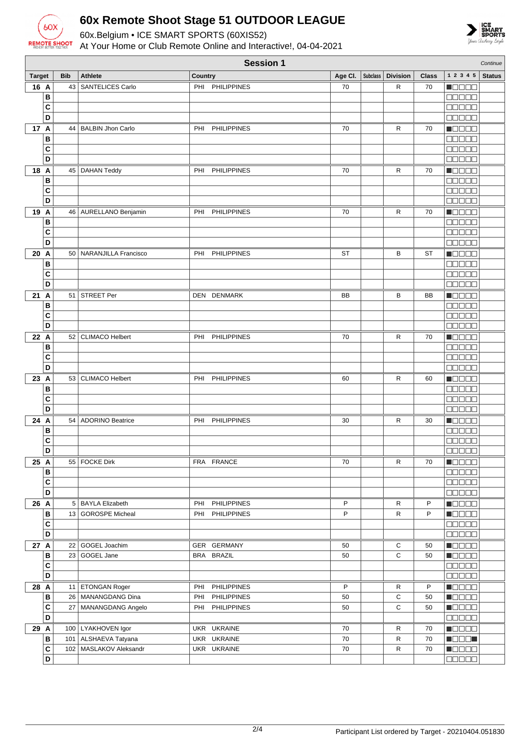# 60x Remote Shoot Stage 51 OUTDOOR LEAGUE

60x.Belgium • ICE SMART SPORTS (60XIS52)

At Your Home or Club Remote Online and Interactive!, 04-04-2021

## Session 1

*Continue*

| Target | | Bib | Athlete | Country | Age Cl. | Subclass | Division | Class | 1 2 3 4 5 | Status |
|---|---|---|---|---|---|---|---|---|---|---|
| 16 | A | 43 | SANTELICES Carlo | PHI PHILIPPINES | 70 | | R | 70 | ■□□□□ | |
| | B | | | | | | | | □□□□□ | |
| | C | | | | | | | | □□□□□ | |
| | D | | | | | | | | □□□□□ | |
| 17 | A | 44 | BALBIN Jhon Carlo | PHI PHILIPPINES | 70 | | R | 70 | ■□□□□ | |
| | B | | | | | | | | □□□□□ | |
| | C | | | | | | | | □□□□□ | |
| | D | | | | | | | | □□□□□ | |
| 18 | A | 45 | DAHAN Teddy | PHI PHILIPPINES | 70 | | R | 70 | ■□□□□ | |
| | B | | | | | | | | □□□□□ | |
| | C | | | | | | | | □□□□□ | |
| | D | | | | | | | | □□□□□ | |
| 19 | A | 46 | AURELLANO Benjamin | PHI PHILIPPINES | 70 | | R | 70 | ■□□□□ | |
| | B | | | | | | | | □□□□□ | |
| | C | | | | | | | | □□□□□ | |
| | D | | | | | | | | □□□□□ | |
| 20 | A | 50 | NARANJILLA Francisco | PHI PHILIPPINES | ST | | B | ST | ■□□□□ | |
| | B | | | | | | | | □□□□□ | |
| | C | | | | | | | | □□□□□ | |
| | D | | | | | | | | □□□□□ | |
| 21 | A | 51 | STREET Per | DEN DENMARK | BB | | B | BB | ■□□□□ | |
| | B | | | | | | | | □□□□□ | |
| | C | | | | | | | | □□□□□ | |
| | D | | | | | | | | □□□□□ | |
| 22 | A | 52 | CLIMACO Helbert | PHI PHILIPPINES | 70 | | R | 70 | ■□□□□ | |
| | B | | | | | | | | □□□□□ | |
| | C | | | | | | | | □□□□□ | |
| | D | | | | | | | | □□□□□ | |
| 23 | A | 53 | CLIMACO Helbert | PHI PHILIPPINES | 60 | | R | 60 | ■□□□□ | |
| | B | | | | | | | | □□□□□ | |
| | C | | | | | | | | □□□□□ | |
| | D | | | | | | | | □□□□□ | |
| 24 | A | 54 | ADORINO Beatrice | PHI PHILIPPINES | 30 | | R | 30 | ■□□□□ | |
| | B | | | | | | | | □□□□□ | |
| | C | | | | | | | | □□□□□ | |
| | D | | | | | | | | □□□□□ | |
| 25 | A | 55 | FOCKE Dirk | FRA FRANCE | 70 | | R | 70 | ■□□□□ | |
| | B | | | | | | | | □□□□□ | |
| | C | | | | | | | | □□□□□ | |
| | D | | | | | | | | □□□□□ | |
| 26 | A | 5 | BAYLA Elizabeth | PHI PHILIPPINES | P | | R | P | ■□□□□ | |
| | B | 13 | GOROSPE Micheal | PHI PHILIPPINES | P | | R | P | ■□□□□ | |
| | C | | | | | | | | □□□□□ | |
| | D | | | | | | | | □□□□□ | |
| 27 | A | 22 | GOGEL Joachim | GER GERMANY | 50 | | C | 50 | ■□□□□ | |
| | B | 23 | GOGEL Jane | BRA BRAZIL | 50 | | C | 50 | ■□□□□ | |
| | C | | | | | | | | □□□□□ | |
| | D | | | | | | | | □□□□□ | |
| 28 | A | 11 | ETONGAN Roger | PHI PHILIPPINES | P | | R | P | ■□□□□ | |
| | B | 26 | MANANGDANG Dina | PHI PHILIPPINES | 50 | | C | 50 | ■□□□□ | |
| | C | 27 | MANANGDANG Angelo | PHI PHILIPPINES | 50 | | C | 50 | ■□□□□ | |
| | D | | | | | | | | □□□□□ | |
| 29 | A | 100 | LYAKHOVEN Igor | UKR UKRAINE | 70 | | R | 70 | ■□□□□ | |
| | B | 101 | ALSHAEVA Tatyana | UKR UKRAINE | 70 | | R | 70 | ■□□□■ | |
| | C | 102 | MASLAKOV Aleksandr | UKR UKRAINE | 70 | | R | 70 | ■□□□□ | |
| | D | | | | | | | | □□□□□ | |

Participant List ordered by Target - 20210404.051830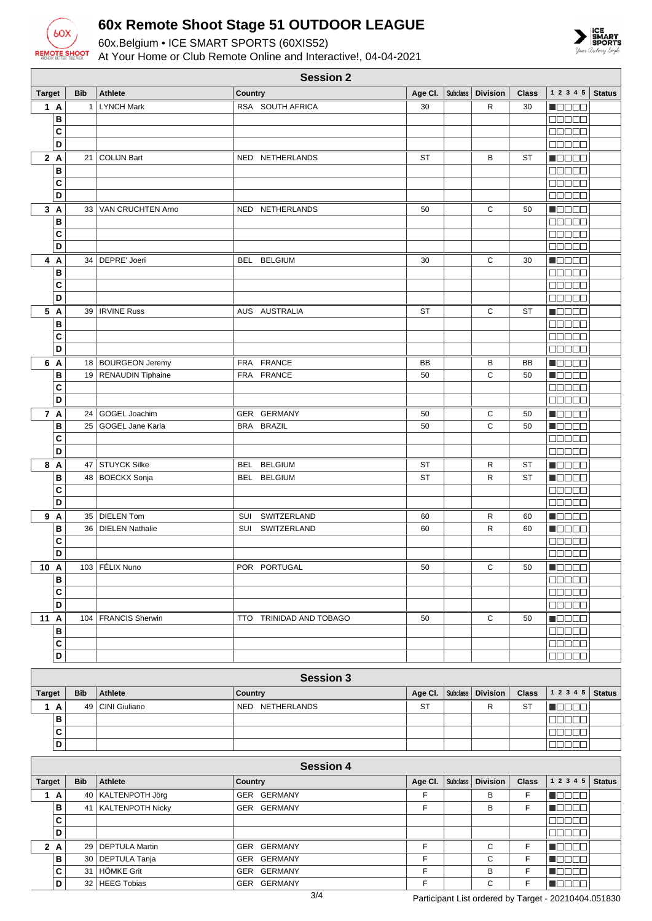# 60x Remote Shoot Stage 51 OUTDOOR LEAGUE

60x.Belgium • ICE SMART SPORTS (60XIS52)

At Your Home or Club Remote Online and Interactive!, 04-04-2021

## Session 2

| Target | | Bib | Athlete | Country | Age Cl. | Subclass | Division | Class | 1 2 3 4 5 | Status |
|---|---|---|---|---|---|---|---|---|---|---|
| 1 | A | 1 | LYNCH Mark | RSA SOUTH AFRICA | 30 | | R | 30 | | |
| | B | | | | | | | | | |
| | C | | | | | | | | | |
| | D | | | | | | | | | |
| 2 | A | 21 | COLIJN Bart | NED NETHERLANDS | ST | | B | ST | | |
| | B | | | | | | | | | |
| | C | | | | | | | | | |
| | D | | | | | | | | | |
| 3 | A | 33 | VAN CRUCHTEN Arno | NED NETHERLANDS | 50 | | C | 50 | | |
| | B | | | | | | | | | |
| | C | | | | | | | | | |
| | D | | | | | | | | | |
| 4 | A | 34 | DEPRE' Joeri | BEL BELGIUM | 30 | | C | 30 | | |
| | B | | | | | | | | | |
| | C | | | | | | | | | |
| | D | | | | | | | | | |
| 5 | A | 39 | IRVINE Russ | AUS AUSTRALIA | ST | | C | ST | | |
| | B | | | | | | | | | |
| | C | | | | | | | | | |
| | D | | | | | | | | | |
| 6 | A | 18 | BOURGEON Jeremy | FRA FRANCE | BB | | B | BB | | |
| | B | 19 | RENAUDIN Tiphaine | FRA FRANCE | 50 | | C | 50 | | |
| | C | | | | | | | | | |
| | D | | | | | | | | | |
| 7 | A | 24 | GOGEL Joachim | GER GERMANY | 50 | | C | 50 | | |
| | B | 25 | GOGEL Jane Karla | BRA BRAZIL | 50 | | C | 50 | | |
| | C | | | | | | | | | |
| | D | | | | | | | | | |
| 8 | A | 47 | STUYCK Silke | BEL BELGIUM | ST | | R | ST | | |
| | B | 48 | BOECKX Sonja | BEL BELGIUM | ST | | R | ST | | |
| | C | | | | | | | | | |
| | D | | | | | | | | | |
| 9 | A | 35 | DIELEN Tom | SUI SWITZERLAND | 60 | | R | 60 | | |
| | B | 36 | DIELEN Nathalie | SUI SWITZERLAND | 60 | | R | 60 | | |
| | C | | | | | | | | | |
| | D | | | | | | | | | |
| 10 | A | 103 | FÉLIX Nuno | POR PORTUGAL | 50 | | C | 50 | | |
| | B | | | | | | | | | |
| | C | | | | | | | | | |
| | D | | | | | | | | | |
| 11 | A | 104 | FRANCIS Sherwin | TTO TRINIDAD AND TOBAGO | 50 | | C | 50 | | |
| | B | | | | | | | | | |
| | C | | | | | | | | | |
| | D | | | | | | | | | |

## Session 3

| Target | | Bib | Athlete | Country | Age Cl. | Subclass | Division | Class | 1 2 3 4 5 | Status |
|---|---|---|---|---|---|---|---|---|---|---|
| 1 | A | 49 | CINI Giuliano | NED NETHERLANDS | ST | | R | ST | | |
| | B | | | | | | | | | |
| | C | | | | | | | | | |
| | D | | | | | | | | | |

## Session 4

| Target | | Bib | Athlete | Country | Age Cl. | Subclass | Division | Class | 1 2 3 4 5 | Status |
|---|---|---|---|---|---|---|---|---|---|---|
| 1 | A | 40 | KALTENPOTH Jörg | GER GERMANY | F | | B | F | | |
| | B | 41 | KALTENPOTH Nicky | GER GERMANY | F | | B | F | | |
| | C | | | | | | | | | |
| | D | | | | | | | | | |
| 2 | A | 29 | DEPTULA Martin | GER GERMANY | F | | C | F | | |
| | B | 30 | DEPTULA Tanja | GER GERMANY | F | | C | F | | |
| | C | 31 | HÖMKE Grit | GER GERMANY | F | | B | F | | |
| | D | 32 | HEEG Tobias | GER GERMANY | F | | C | F | | |

Participant List ordered by Target - 20210404.051830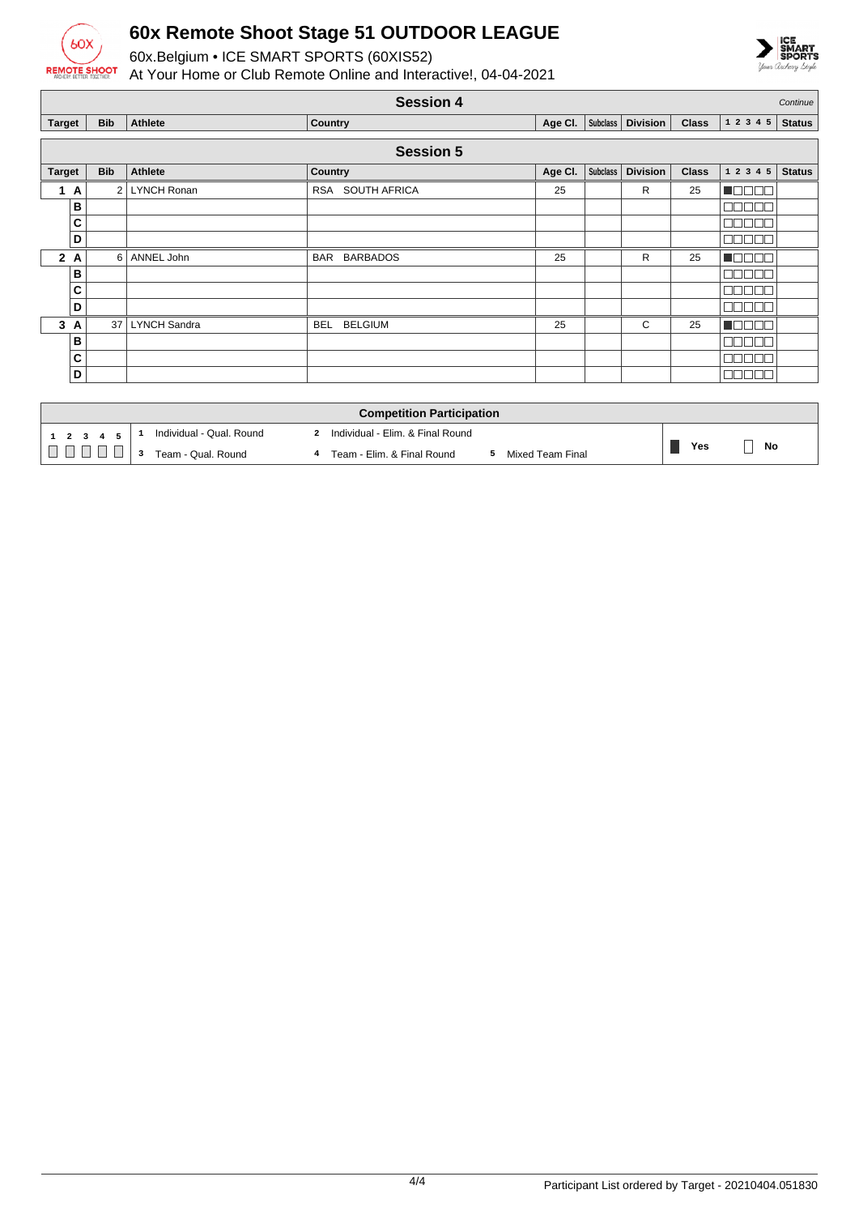# 60x Remote Shoot Stage 51 OUTDOOR LEAGUE

60x.Belgium • ICE SMART SPORTS (60XIS52)

At Your Home or Club Remote Online and Interactive!, 04-04-2021

## Session 4 *Continue*

| Target | Bib | Athlete | Country | Age Cl. | Subclass | Division | Class | 1 2 3 4 5 | Status |
|---|---|---|---|---|---|---|---|---|---|

## Session 5

| Target | Bib | Athlete | Country | Age Cl. | Subclass | Division | Class | 1 2 3 4 5 | Status |
|---|---|---|---|---|---|---|---|---|---|
| 1 A | 2 | LYNCH Ronan | RSA SOUTH AFRICA | 25 | | R | 25 | ■□□□□ | |
| B | | | | | | | | □□□□□ | |
| C | | | | | | | | □□□□□ | |
| D | | | | | | | | □□□□□ | |
| 2 A | 6 | ANNEL John | BAR BARBADOS | 25 | | R | 25 | ■□□□□ | |
| B | | | | | | | | □□□□□ | |
| C | | | | | | | | □□□□□ | |
| D | | | | | | | | □□□□□ | |
| 3 A | 37 | LYNCH Sandra | BEL BELGIUM | 25 | | C | 25 | ■□□□□ | |
| B | | | | | | | | □□□□□ | |
| C | | | | | | | | □□□□□ | |
| D | | | | | | | | □□□□□ | |

## Competition Participation

| 1 2 3 4 5 | | | |
|---|---|---|---|
| □ □ □ □ □ | 1 Individual - Qual. Round | 2 Individual - Elim. & Final Round | ■ Yes □ No |
| | 3 Team - Qual. Round | 4 Team - Elim. & Final Round 5 Mixed Team Final | |

Participant List ordered by Target - 20210404.051830